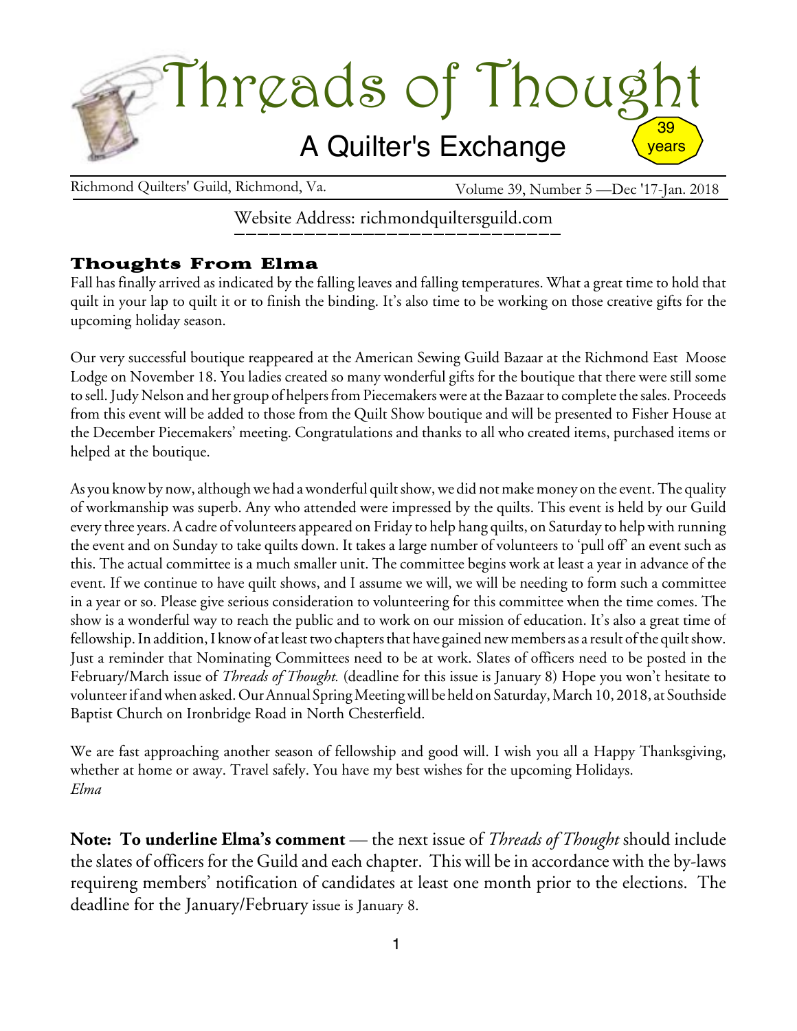# Threads of Thought

## A Quilter's Exchange

39 years

Richmond Quilters' Guild, Richmond, Va. — Volume 39, Number 5 —Dec '17-Jan. 2018

Website Address: richmondquiltersguild.com

### Thoughts From Elma

Fall has finally arrived as indicated by the falling leaves and falling temperatures. What a great time to hold that quilt in your lap to quilt it or to finish the binding. It's also time to be working on those creative gifts for the upcoming holiday season.

Our very successful boutique reappeared at the American Sewing Guild Bazaar at the Richmond East Moose Lodge on November 18. You ladies created so many wonderful gifts for the boutique that there were still some to sell. Judy Nelson and her group of helpers from Piecemakers were at the Bazaar to complete the sales. Proceeds from this event will be added to those from the Quilt Show boutique and will be presented to Fisher House at the December Piecemakers' meeting. Congratulations and thanks to all who created items, purchased items or helped at the boutique.

As you know by now, although we had a wonderful quilt show, we did not make money on the event. The quality of workmanship was superb. Any who attended were impressed by the quilts. This event is held by our Guild every three years. A cadre of volunteers appeared on Friday to help hang quilts, on Saturday to help with running the event and on Sunday to take quilts down. It takes a large number of volunteers to 'pull off' an event such as this. The actual committee is a much smaller unit. The committee begins work at least a year in advance of the event. If we continue to have quilt shows, and I assume we will, we will be needing to form such a committee in a year or so. Please give serious consideration to volunteering for this committee when the time comes. The show is a wonderful way to reach the public and to work on our mission of education. It's also a great time of fellowship. In addition, I know of at least two chapters that have gained new members as a result of the quilt show. Just a reminder that Nominating Committees need to be at work. Slates of officers need to be posted in the February/March issue of *Threads of Thought.* (deadline for this issue is January 8) Hope you won't hesitate to volunteer if and when asked. Our Annual Spring Meeting will be held on Saturday, March 10, 2018, at Southside Baptist Church on Ironbridge Road in North Chesterfield.

We are fast approaching another season of fellowship and good will. I wish you all a Happy Thanksgiving, whether at home or away. Travel safely. You have my best wishes for the upcoming Holidays.
*Elma*

**Note: To underline Elma's comment** — the next issue of *Threads of Thought* should include the slates of officers for the Guild and each chapter. This will be in accordance with the by-laws requireng members' notification of candidates at least one month prior to the elections. The deadline for the January/February issue is January 8.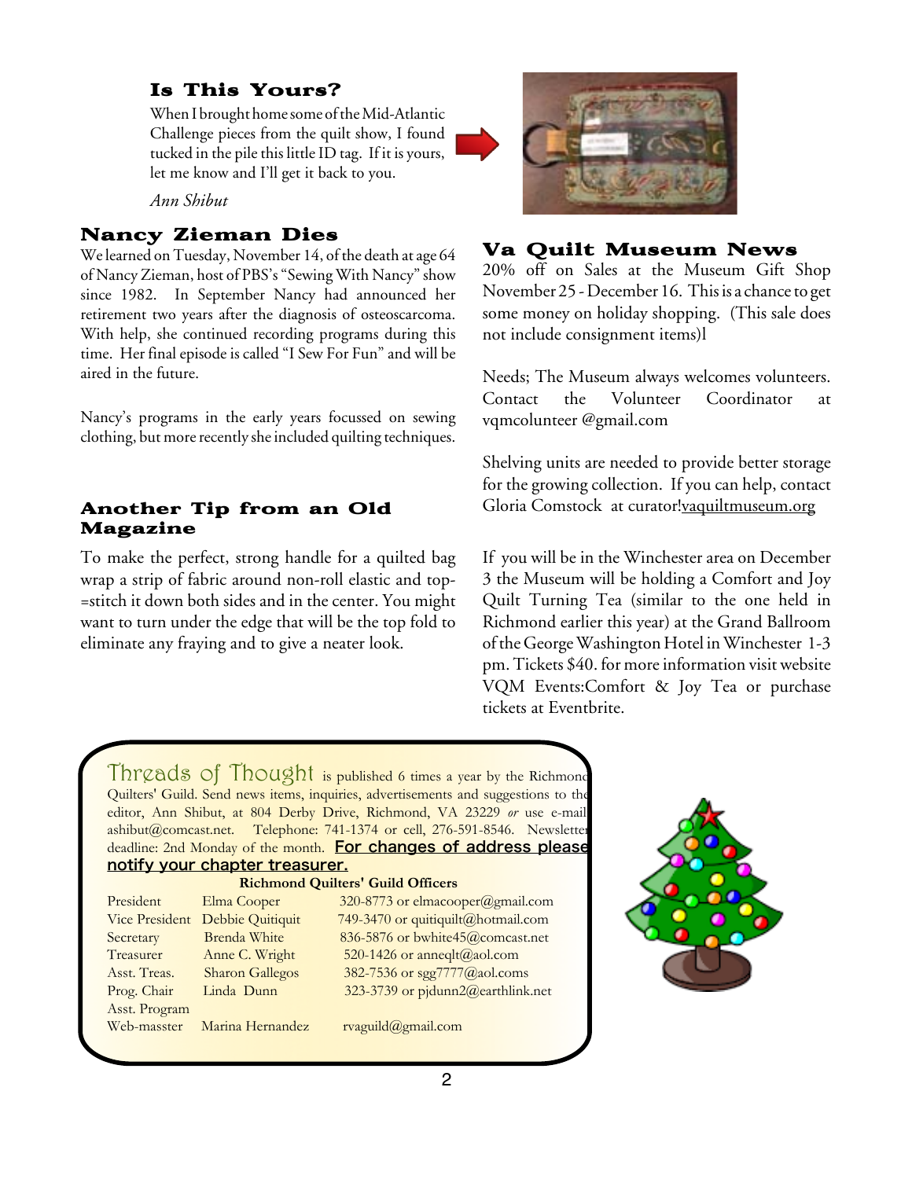## Is This Yours?

When I brought home some of the Mid-Atlantic Challenge pieces from the quilt show, I found tucked in the pile this little ID tag. If it is yours, let me know and I'll get it back to you.

*Ann Shibut*

## Nancy Zieman Dies

We learned on Tuesday, November 14, of the death at age 64 of Nancy Zieman, host of PBS's "Sewing With Nancy" show since 1982. In September Nancy had announced her retirement two years after the diagnosis of osteoscarcoma. With help, she continued recording programs during this time. Her final episode is called "I Sew For Fun" and will be aired in the future.

Nancy's programs in the early years focussed on sewing clothing, but more recently she included quilting techniques.

## Another Tip from an Old Magazine

To make the perfect, strong handle for a quilted bag wrap a strip of fabric around non-roll elastic and top-=stitch it down both sides and in the center. You might want to turn under the edge that will be the top fold to eliminate any fraying and to give a neater look.

## Va Quilt Museum News

20% off on Sales at the Museum Gift Shop November 25 - December 16. This is a chance to get some money on holiday shopping. (This sale does not include consignment items)l

Needs; The Museum always welcomes volunteers. Contact the Volunteer Coordinator at vqmcolunteer @gmail.com

Shelving units are needed to provide better storage for the growing collection. If you can help, contact Gloria Comstock at curator!vaquiltmuseum.org

If you will be in the Winchester area on December 3 the Museum will be holding a Comfort and Joy Quilt Turning Tea (similar to the one held in Richmond earlier this year) at the Grand Ballroom of the George Washington Hotel in Winchester 1-3 pm. Tickets $40. for more information visit website VQM Events:Comfort & Joy Tea or purchase tickets at Eventbrite.

---

**Threads of Thought** is published 6 times a year by the Richmond Quilters' Guild. Send news items, inquiries, advertisements and suggestions to the editor, Ann Shibut, at 804 Derby Drive, Richmond, VA 23229 *or* use e-mail ashibut@comcast.net. Telephone: 741-1374 or cell, 276-591-8546. Newsletter deadline: 2nd Monday of the month. **For changes of address please notify your chapter treasurer.**

**Richmond Quilters' Guild Officers**

| | | |
|---|---|---|
| President | Elma Cooper | 320-8773 or elmacooper@gmail.com |
| Vice President | Debbie Quitiquit | 749-3470 or quitiquilt@hotmail.com |
| Secretary | Brenda White | 836-5876 or bwhite45@comcast.net |
| Treasurer | Anne C. Wright | 520-1426 or anneqlt@aol.com |
| Asst. Treas. | Sharon Gallegos | 382-7536 or sgg7777@aol.coms |
| Prog. Chair | Linda Dunn | 323-3739 or pjdunn2@earthlink.net |
| Asst. Program | | |
| Web-masster | Marina Hernandez | rvaguild@gmail.com |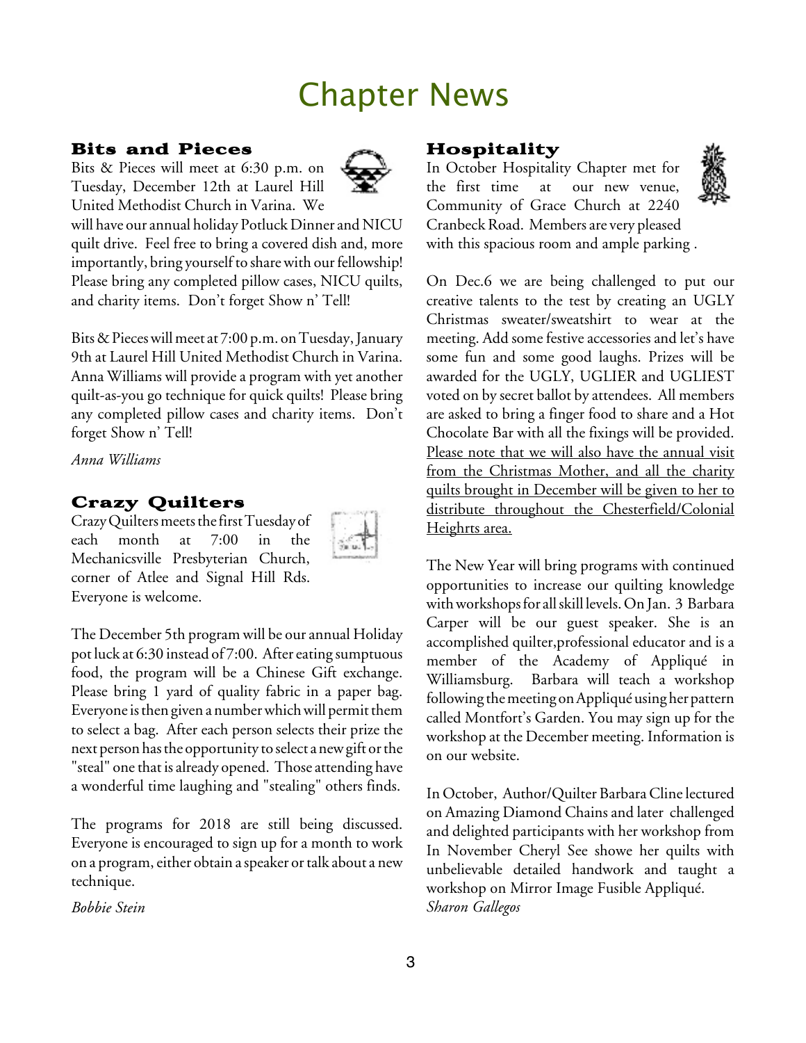# Chapter News

### Bits and Pieces

Bits & Pieces will meet at 6:30 p.m. on Tuesday, December 12th at Laurel Hill United Methodist Church in Varina. We will have our annual holiday Potluck Dinner and NICU quilt drive. Feel free to bring a covered dish and, more importantly, bring yourself to share with our fellowship! Please bring any completed pillow cases, NICU quilts, and charity items. Don't forget Show n' Tell!

Bits & Pieces will meet at 7:00 p.m. on Tuesday, January 9th at Laurel Hill United Methodist Church in Varina. Anna Williams will provide a program with yet another quilt-as-you go technique for quick quilts! Please bring any completed pillow cases and charity items. Don't forget Show n' Tell!

*Anna Williams*

### Crazy Quilters

Crazy Quilters meets the first Tuesday of each month at 7:00 in the Mechanicsville Presbyterian Church, corner of Atlee and Signal Hill Rds. Everyone is welcome.

The December 5th program will be our annual Holiday pot luck at 6:30 instead of 7:00. After eating sumptuous food, the program will be a Chinese Gift exchange. Please bring 1 yard of quality fabric in a paper bag. Everyone is then given a number which will permit them to select a bag. After each person selects their prize the next person has the opportunity to select a new gift or the "steal" one that is already opened. Those attending have a wonderful time laughing and "stealing" others finds.

The programs for 2018 are still being discussed. Everyone is encouraged to sign up for a month to work on a program, either obtain a speaker or talk about a new technique.

*Bobbie Stein*

### Hospitality

In October Hospitality Chapter met for the first time at our new venue, Community of Grace Church at 2240 Cranbeck Road. Members are very pleased with this spacious room and ample parking .

On Dec.6 we are being challenged to put our creative talents to the test by creating an UGLY Christmas sweater/sweatshirt to wear at the meeting. Add some festive accessories and let's have some fun and some good laughs. Prizes will be awarded for the UGLY, UGLIER and UGLIEST voted on by secret ballot by attendees. All members are asked to bring a finger food to share and a Hot Chocolate Bar with all the fixings will be provided. <u>Please note that we will also have the annual visit from the Christmas Mother, and all the charity quilts brought in December will be given to her to distribute throughout the Chesterfield/Colonial Heighrts area.</u>

The New Year will bring programs with continued opportunities to increase our quilting knowledge with workshops for all skill levels. On Jan. 3 Barbara Carper will be our guest speaker. She is an accomplished quilter,professional educator and is a member of the Academy of Appliqué in Williamsburg. Barbara will teach a workshop following the meeting on Appliqué using her pattern called Montfort's Garden. You may sign up for the workshop at the December meeting. Information is on our website.

In October, Author/Quilter Barbara Cline lectured on Amazing Diamond Chains and later challenged and delighted participants with her workshop from In November Cheryl See showe her quilts with unbelievable detailed handwork and taught a workshop on Mirror Image Fusible Appliqué.
*Sharon Gallegos*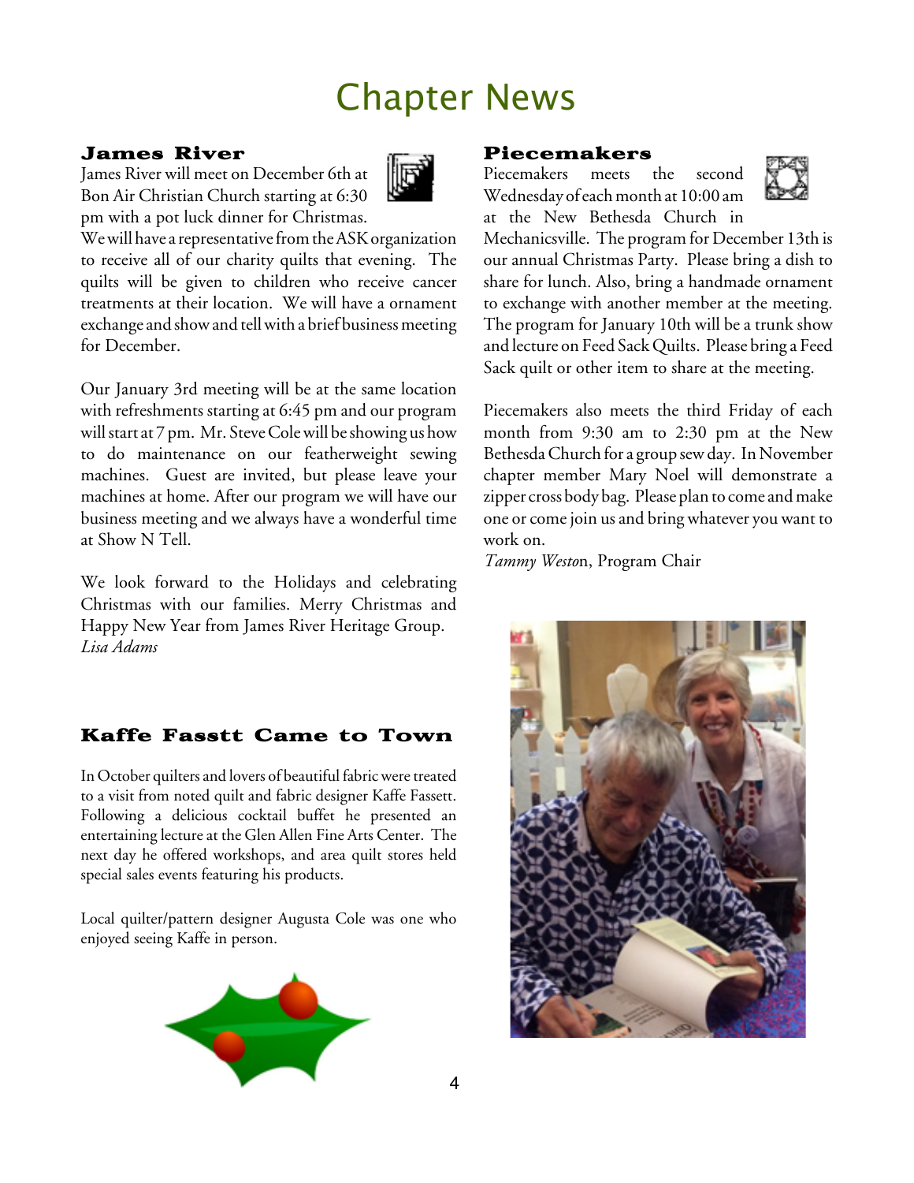# Chapter News

## James River

James River will meet on December 6th at Bon Air Christian Church starting at 6:30 pm with a pot luck dinner for Christmas. We will have a representative from the ASK organization to receive all of our charity quilts that evening. The quilts will be given to children who receive cancer treatments at their location. We will have a ornament exchange and show and tell with a brief business meeting for December.

Our January 3rd meeting will be at the same location with refreshments starting at 6:45 pm and our program will start at 7 pm. Mr. Steve Cole will be showing us how to do maintenance on our featherweight sewing machines. Guest are invited, but please leave your machines at home. After our program we will have our business meeting and we always have a wonderful time at Show N Tell.

We look forward to the Holidays and celebrating Christmas with our families. Merry Christmas and Happy New Year from James River Heritage Group.
*Lisa Adams*

## Piecemakers

Piecemakers meets the second Wednesday of each month at 10:00 am at the New Bethesda Church in Mechanicsville. The program for December 13th is our annual Christmas Party. Please bring a dish to share for lunch. Also, bring a handmade ornament to exchange with another member at the meeting. The program for January 10th will be a trunk show and lecture on Feed Sack Quilts. Please bring a Feed Sack quilt or other item to share at the meeting.

Piecemakers also meets the third Friday of each month from 9:30 am to 2:30 pm at the New Bethesda Church for a group sew day. In November chapter member Mary Noel will demonstrate a zipper cross body bag. Please plan to come and make one or come join us and bring whatever you want to work on.
*Tammy Westo*n, Program Chair

## Kaffe Fasstt Came to Town

In October quilters and lovers of beautiful fabric were treated to a visit from noted quilt and fabric designer Kaffe Fassett. Following a delicious cocktail buffet he presented an entertaining lecture at the Glen Allen Fine Arts Center. The next day he offered workshops, and area quilt stores held special sales events featuring his products.

Local quilter/pattern designer Augusta Cole was one who enjoyed seeing Kaffe in person.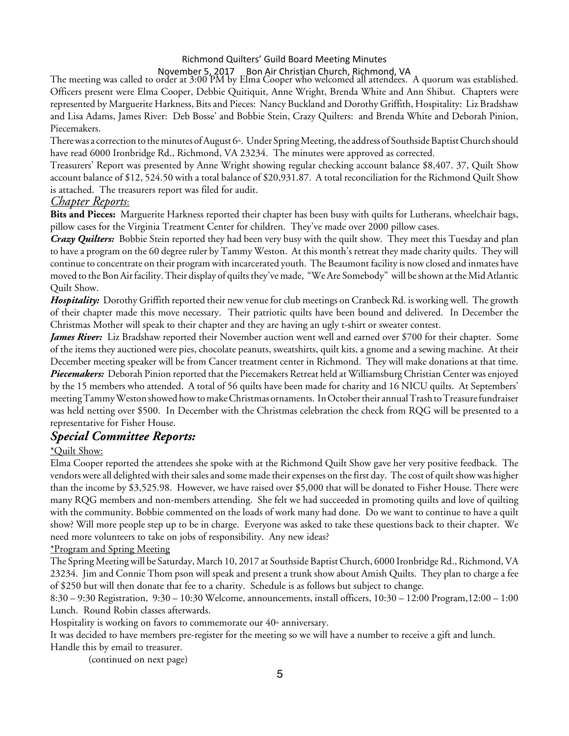Richmond Quilters' Guild Board Meeting Minutes

November 5, 2017 Bon Air Christian Church, Richmond, VA

The meeting was called to order at 3:00 PM by Elma Cooper who welcomed all attendees. A quorum was established. Officers present were Elma Cooper, Debbie Quitiquit, Anne Wright, Brenda White and Ann Shibut. Chapters were represented by Marguerite Harkness, Bits and Pieces: Nancy Buckland and Dorothy Griffith, Hospitality: Liz Bradshaw and Lisa Adams, James River: Deb Bosse' and Bobbie Stein, Crazy Quilters: and Brenda White and Deborah Pinion, Piecemakers.

There was a correction to the minutes of August 6th. Under Spring Meeting, the address of Southside Baptist Church should have read 6000 Ironbridge Rd., Richmond, VA 23234. The minutes were approved as corrected.

Treasurers' Report was presented by Anne Wright showing regular checking account balance $8,407. 37, Quilt Show account balance of $12, 524.50 with a total balance of $20,931.87. A total reconciliation for the Richmond Quilt Show is attached. The treasurers report was filed for audit.

## *Chapter Reports*:

**Bits and Pieces:** Marguerite Harkness reported their chapter has been busy with quilts for Lutherans, wheelchair bags, pillow cases for the Virginia Treatment Center for children. They've made over 2000 pillow cases.

***Crazy Quilters:*** Bobbie Stein reported they had been very busy with the quilt show. They meet this Tuesday and plan to have a program on the 60 degree ruler by Tammy Weston. At this month's retreat they made charity quilts. They will continue to concentrate on their program with incarcerated youth. The Beaumont facility is now closed and inmates have moved to the Bon Air facility. Their display of quilts they've made, "We Are Somebody" will be shown at the Mid Atlantic Quilt Show.

***Hospitality:*** Dorothy Griffith reported their new venue for club meetings on Cranbeck Rd. is working well. The growth of their chapter made this move necessary. Their patriotic quilts have been bound and delivered. In December the Christmas Mother will speak to their chapter and they are having an ugly t-shirt or sweater contest.

***James River:*** Liz Bradshaw reported their November auction went well and earned over $700 for their chapter. Some of the items they auctioned were pies, chocolate peanuts, sweatshirts, quilt kits, a gnome and a sewing machine. At their December meeting speaker will be from Cancer treatment center in Richmond. They will make donations at that time.

***Piecemakers:*** Deborah Pinion reported that the Piecemakers Retreat held at Williamsburg Christian Center was enjoyed by the 15 members who attended. A total of 56 quilts have been made for charity and 16 NICU quilts. At Septembers' meeting Tammy Weston showed how to make Christmas ornaments. In October their annual Trash to Treasure fundraiser was held netting over $500. In December with the Christmas celebration the check from RQG will be presented to a representative for Fisher House.

## ***Special Committee Reports:***

<u>*Quilt Show:</u>

Elma Cooper reported the attendees she spoke with at the Richmond Quilt Show gave her very positive feedback. The vendors were all delighted with their sales and some made their expenses on the first day. The cost of quilt show was higher than the income by $3,525.98. However, we have raised over $5,000 that will be donated to Fisher House. There were many RQG members and non-members attending. She felt we had succeeded in promoting quilts and love of quilting with the community. Bobbie commented on the loads of work many had done. Do we want to continue to have a quilt show? Will more people step up to be in charge. Everyone was asked to take these questions back to their chapter. We need more volunteers to take on jobs of responsibility. Any new ideas?

<u>*Program and Spring Meeting</u>

The Spring Meeting will be Saturday, March 10, 2017 at Southside Baptist Church, 6000 Ironbridge Rd., Richmond, VA 23234. Jim and Connie Thom pson will speak and present a trunk show about Amish Quilts. They plan to charge a fee of $250 but will then donate that fee to a charity. Schedule is as follows but subject to change.

8:30 – 9:30 Registration, 9:30 – 10:30 Welcome, announcements, install officers, 10:30 – 12:00 Program,12:00 – 1:00 Lunch. Round Robin classes afterwards.

Hospitality is working on favors to commemorate our 40th anniversary.

It was decided to have members pre-register for the meeting so we will have a number to receive a gift and lunch. Handle this by email to treasurer.

(continued on next page)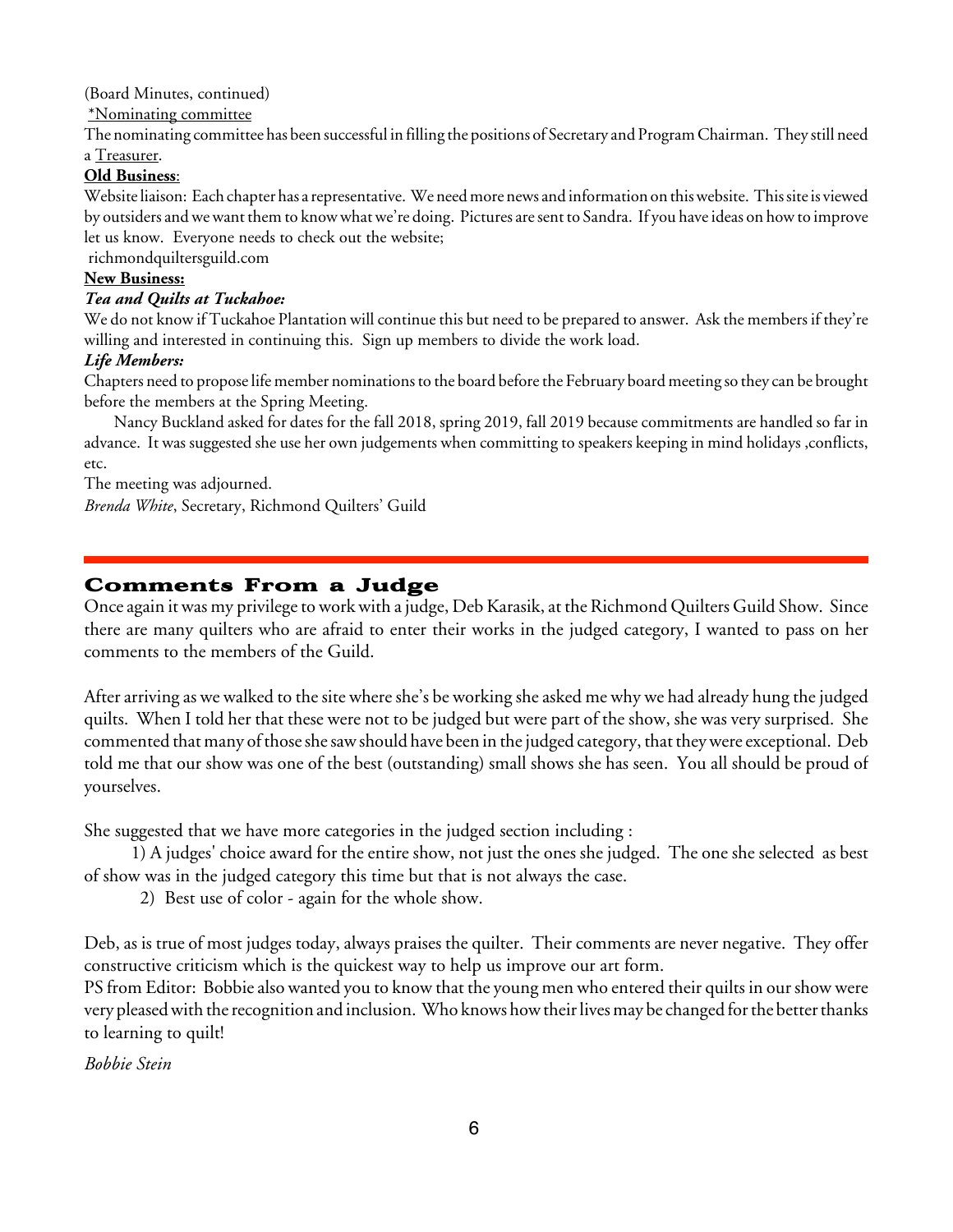(Board Minutes, continued)

*Nominating committee

The nominating committee has been successful in filling the positions of Secretary and Program Chairman. They still need a Treasurer.

**Old Business**:

Website liaison: Each chapter has a representative. We need more news and information on this website. This site is viewed by outsiders and we want them to know what we're doing. Pictures are sent to Sandra. If you have ideas on how to improve let us know. Everyone needs to check out the website;

richmondquiltersguild.com

**New Business:**

***Tea and Quilts at Tuckahoe:***

We do not know if Tuckahoe Plantation will continue this but need to be prepared to answer. Ask the members if they're willing and interested in continuing this. Sign up members to divide the work load.

***Life Members:***

Chapters need to propose life member nominations to the board before the February board meeting so they can be brought before the members at the Spring Meeting.

Nancy Buckland asked for dates for the fall 2018, spring 2019, fall 2019 because commitments are handled so far in advance. It was suggested she use her own judgements when committing to speakers keeping in mind holidays ,conflicts, etc.

The meeting was adjourned.

*Brenda White*, Secretary, Richmond Quilters' Guild

## Comments From a Judge

Once again it was my privilege to work with a judge, Deb Karasik, at the Richmond Quilters Guild Show. Since there are many quilters who are afraid to enter their works in the judged category, I wanted to pass on her comments to the members of the Guild.

After arriving as we walked to the site where she's be working she asked me why we had already hung the judged quilts. When I told her that these were not to be judged but were part of the show, she was very surprised. She commented that many of those she saw should have been in the judged category, that they were exceptional. Deb told me that our show was one of the best (outstanding) small shows she has seen. You all should be proud of yourselves.

She suggested that we have more categories in the judged section including :

1) A judges' choice award for the entire show, not just the ones she judged. The one she selected as best of show was in the judged category this time but that is not always the case.

2) Best use of color - again for the whole show.

Deb, as is true of most judges today, always praises the quilter. Their comments are never negative. They offer constructive criticism which is the quickest way to help us improve our art form.

PS from Editor: Bobbie also wanted you to know that the young men who entered their quilts in our show were very pleased with the recognition and inclusion. Who knows how their lives may be changed for the better thanks to learning to quilt!

*Bobbie Stein*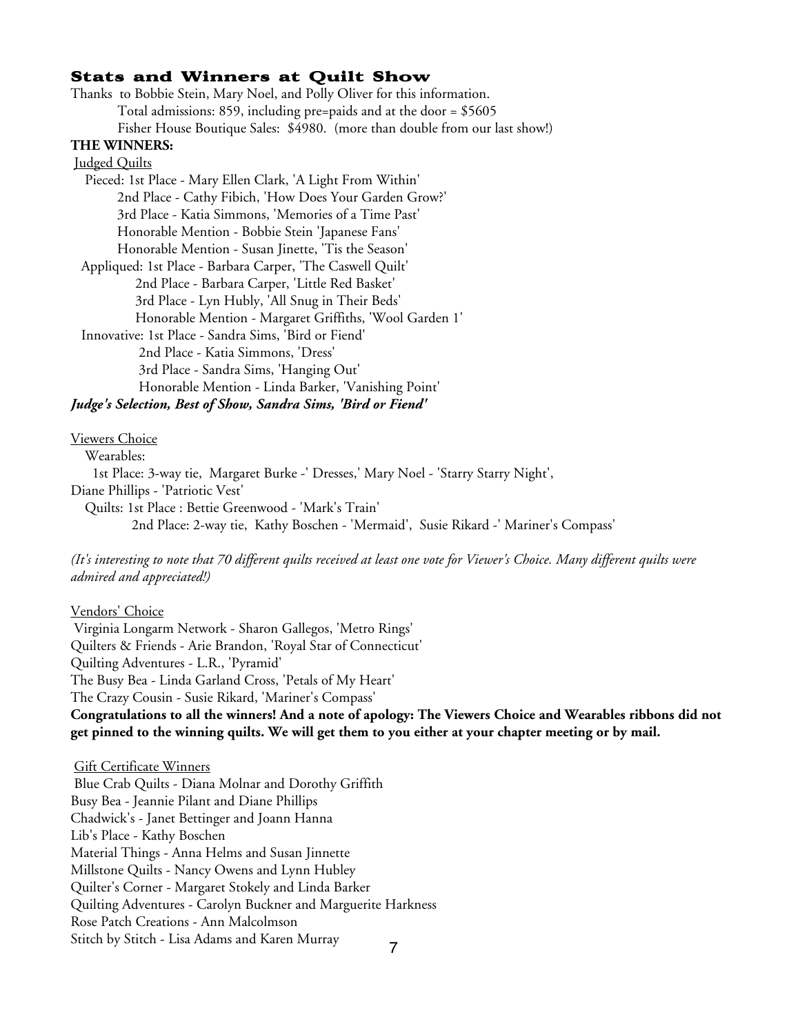## Stats and Winners at Quilt Show

Thanks to Bobbie Stein, Mary Noel, and Polly Oliver for this information.

Total admissions: 859, including pre=paids and at the door = $5605

Fisher House Boutique Sales: $4980. (more than double from our last show!)

**THE WINNERS:**

Judged Quilts

Pieced: 1st Place - Mary Ellen Clark, 'A Light From Within'
2nd Place - Cathy Fibich, 'How Does Your Garden Grow?'
3rd Place - Katia Simmons, 'Memories of a Time Past'
Honorable Mention - Bobbie Stein 'Japanese Fans'
Honorable Mention - Susan Jinette, 'Tis the Season'

Appliqued: 1st Place - Barbara Carper, 'The Caswell Quilt'
2nd Place - Barbara Carper, 'Little Red Basket'
3rd Place - Lyn Hubly, 'All Snug in Their Beds'
Honorable Mention - Margaret Griffiths, 'Wool Garden 1'

Innovative: 1st Place - Sandra Sims, 'Bird or Fiend'
2nd Place - Katia Simmons, 'Dress'
3rd Place - Sandra Sims, 'Hanging Out'
Honorable Mention - Linda Barker, 'Vanishing Point'

***Judge's Selection, Best of Show, Sandra Sims, 'Bird or Fiend'***

Viewers Choice

Wearables:
1st Place: 3-way tie, Margaret Burke -' Dresses,' Mary Noel - 'Starry Starry Night', Diane Phillips - 'Patriotic Vest'

Quilts: 1st Place : Bettie Greenwood - 'Mark's Train'
2nd Place: 2-way tie, Kathy Boschen - 'Mermaid', Susie Rikard -' Mariner's Compass'

*(It's interesting to note that 70 different quilts received at least one vote for Viewer's Choice. Many different quilts were admired and appreciated!)*

Vendors' Choice

Virginia Longarm Network - Sharon Gallegos, 'Metro Rings'
Quilters & Friends - Arie Brandon, 'Royal Star of Connecticut'
Quilting Adventures - L.R., 'Pyramid'
The Busy Bea - Linda Garland Cross, 'Petals of My Heart'
The Crazy Cousin - Susie Rikard, 'Mariner's Compass'

**Congratulations to all the winners! And a note of apology: The Viewers Choice and Wearables ribbons did not get pinned to the winning quilts. We will get them to you either at your chapter meeting or by mail.**

Gift Certificate Winners

Blue Crab Quilts - Diana Molnar and Dorothy Griffith
Busy Bea - Jeannie Pilant and Diane Phillips
Chadwick's - Janet Bettinger and Joann Hanna
Lib's Place - Kathy Boschen
Material Things - Anna Helms and Susan Jinnette
Millstone Quilts - Nancy Owens and Lynn Hubley
Quilter's Corner - Margaret Stokely and Linda Barker
Quilting Adventures - Carolyn Buckner and Marguerite Harkness
Rose Patch Creations - Ann Malcolmson
Stitch by Stitch - Lisa Adams and Karen Murray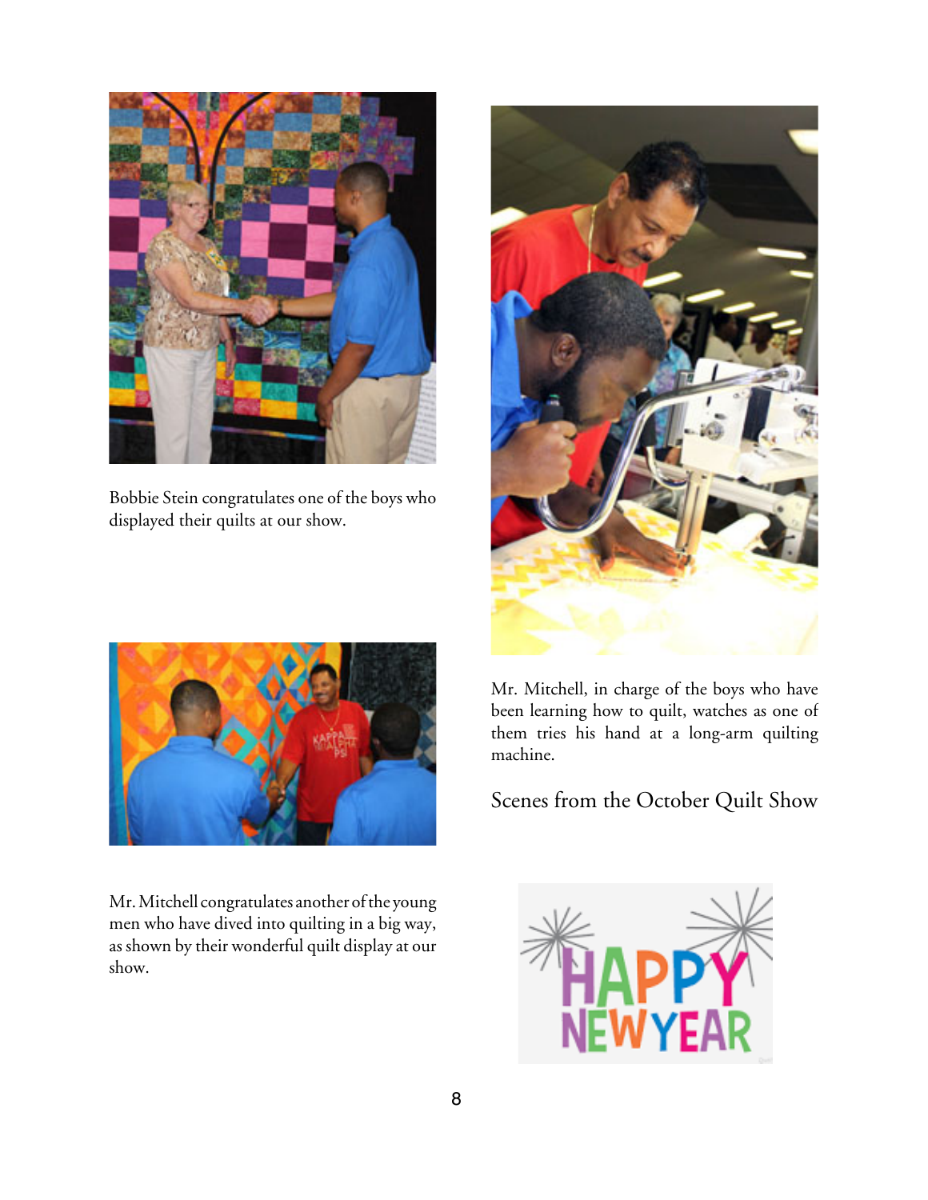Bobbie Stein congratulates one of the boys who displayed their quilts at our show.

Mr. Mitchell, in charge of the boys who have been learning how to quilt, watches as one of them tries his hand at a long-arm quilting machine.

## Scenes from the October Quilt Show

Mr. Mitchell congratulates another of the young men who have dived into quilting in a big way, as shown by their wonderful quilt display at our show.